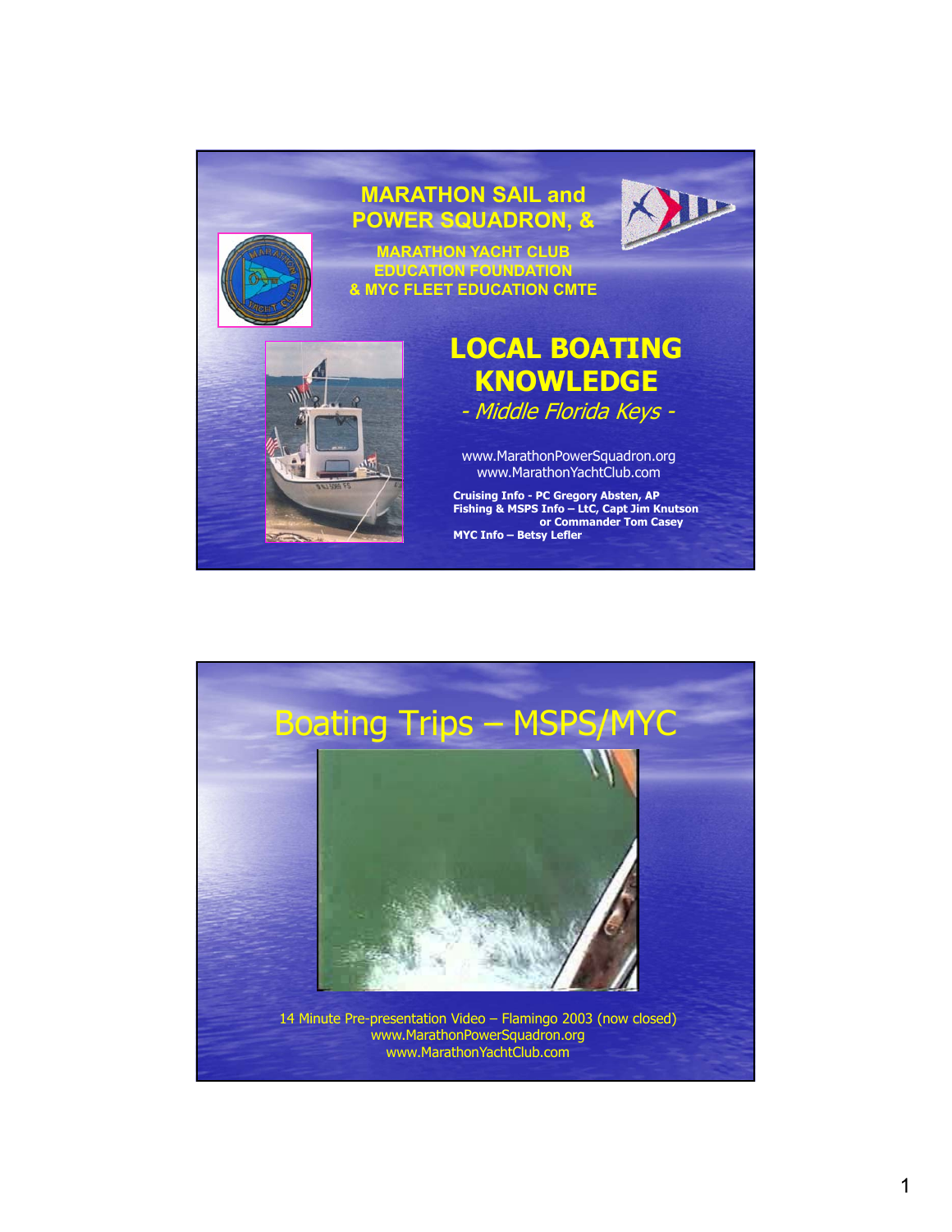# MARATHON SAIL and POWER SQUADRON, &

MARATHON YACHT CLUB EDUCATION FOUNDATION & MYC FLEET EDUCATION CMTE

## LOCAL BOATING KNOWLEDGE

*- Middle Florida Keys -*

www.MarathonPowerSquadron.org
www.MarathonYachtClub.com

**Cruising Info - PC Gregory Absten, AP**
**Fishing & MSPS Info – LtC, Capt Jim Knutson or Commander Tom Casey**
**MYC Info – Betsy Lefler**

## Boating Trips – MSPS/MYC

14 Minute Pre-presentation Video – Flamingo 2003 (now closed)
www.MarathonPowerSquadron.org
www.MarathonYachtClub.com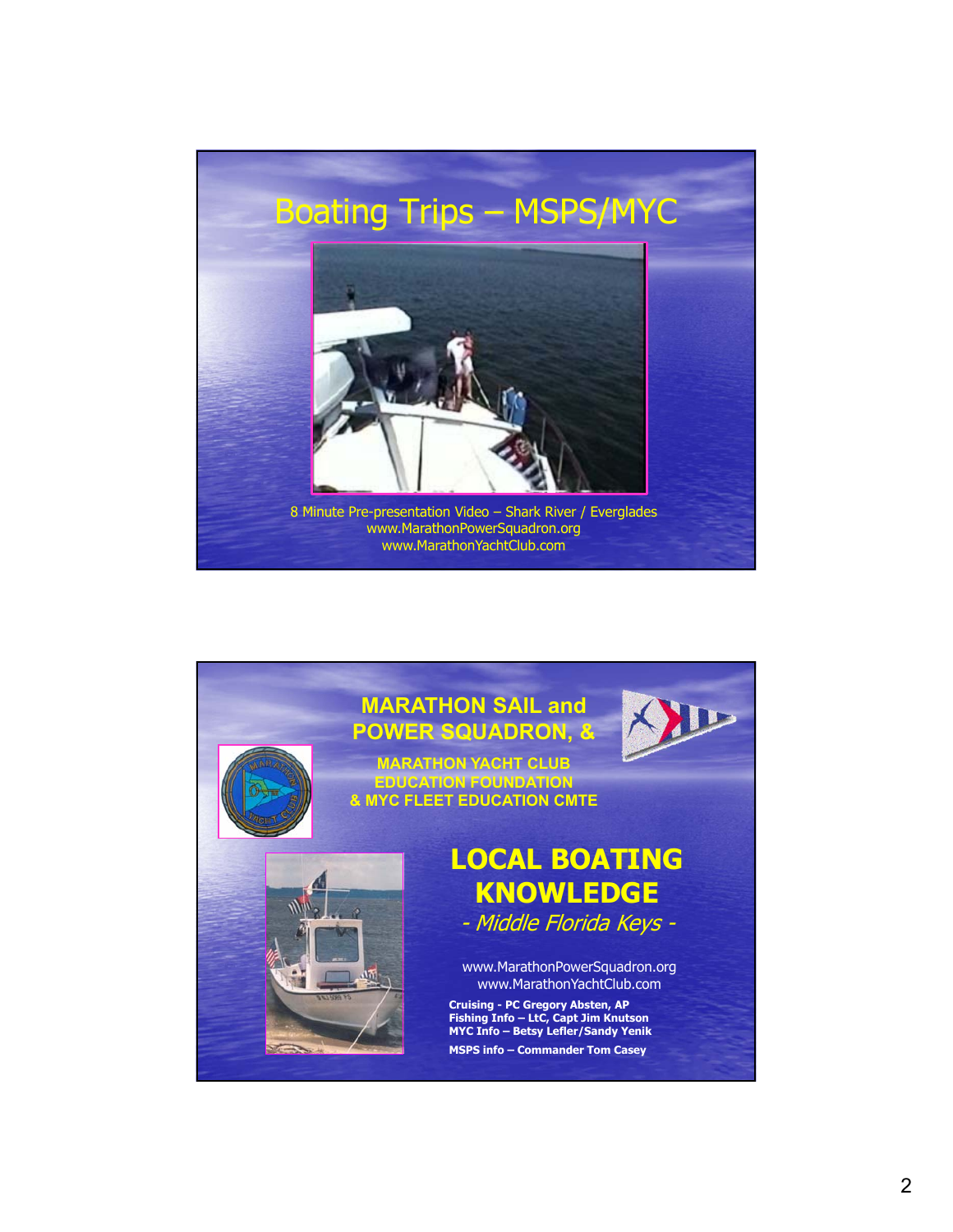# Boating Trips – MSPS/MYC

8 Minute Pre-presentation Video – Shark River / Everglades
www.MarathonPowerSquadron.org
www.MarathonYachtClub.com

---

## MARATHON SAIL and POWER SQUADRON, &

### MARATHON YACHT CLUB EDUCATION FOUNDATION & MYC FLEET EDUCATION CMTE

# LOCAL BOATING KNOWLEDGE

*- Middle Florida Keys -*

www.MarathonPowerSquadron.org
www.MarathonYachtClub.com

**Cruising - PC Gregory Absten, AP**
**Fishing Info – LtC, Capt Jim Knutson**
**MYC Info – Betsy Lefler/Sandy Yenik**
**MSPS info – Commander Tom Casey**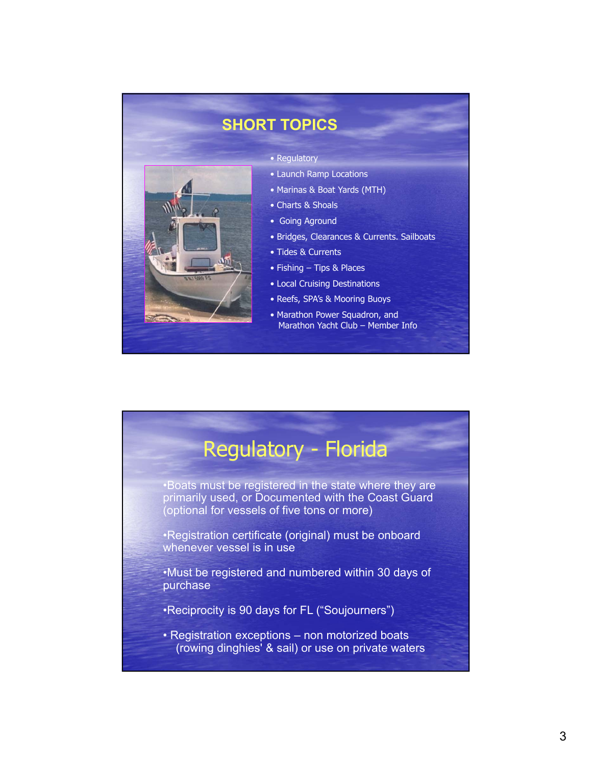## SHORT TOPICS

- Regulatory
- Launch Ramp Locations
- Marinas & Boat Yards (MTH)
- Charts & Shoals
- Going Aground
- Bridges, Clearances & Currents. Sailboats
- Tides & Currents
- Fishing – Tips & Places
- Local Cruising Destinations
- Reefs, SPA's & Mooring Buoys
- Marathon Power Squadron, and Marathon Yacht Club – Member Info

## Regulatory - Florida

- Boats must be registered in the state where they are primarily used, or Documented with the Coast Guard (optional for vessels of five tons or more)
- Registration certificate (original) must be onboard whenever vessel is in use
- Must be registered and numbered within 30 days of purchase
- Reciprocity is 90 days for FL ("Soujourners")
- Registration exceptions – non motorized boats (rowing dinghies' & sail) or use on private waters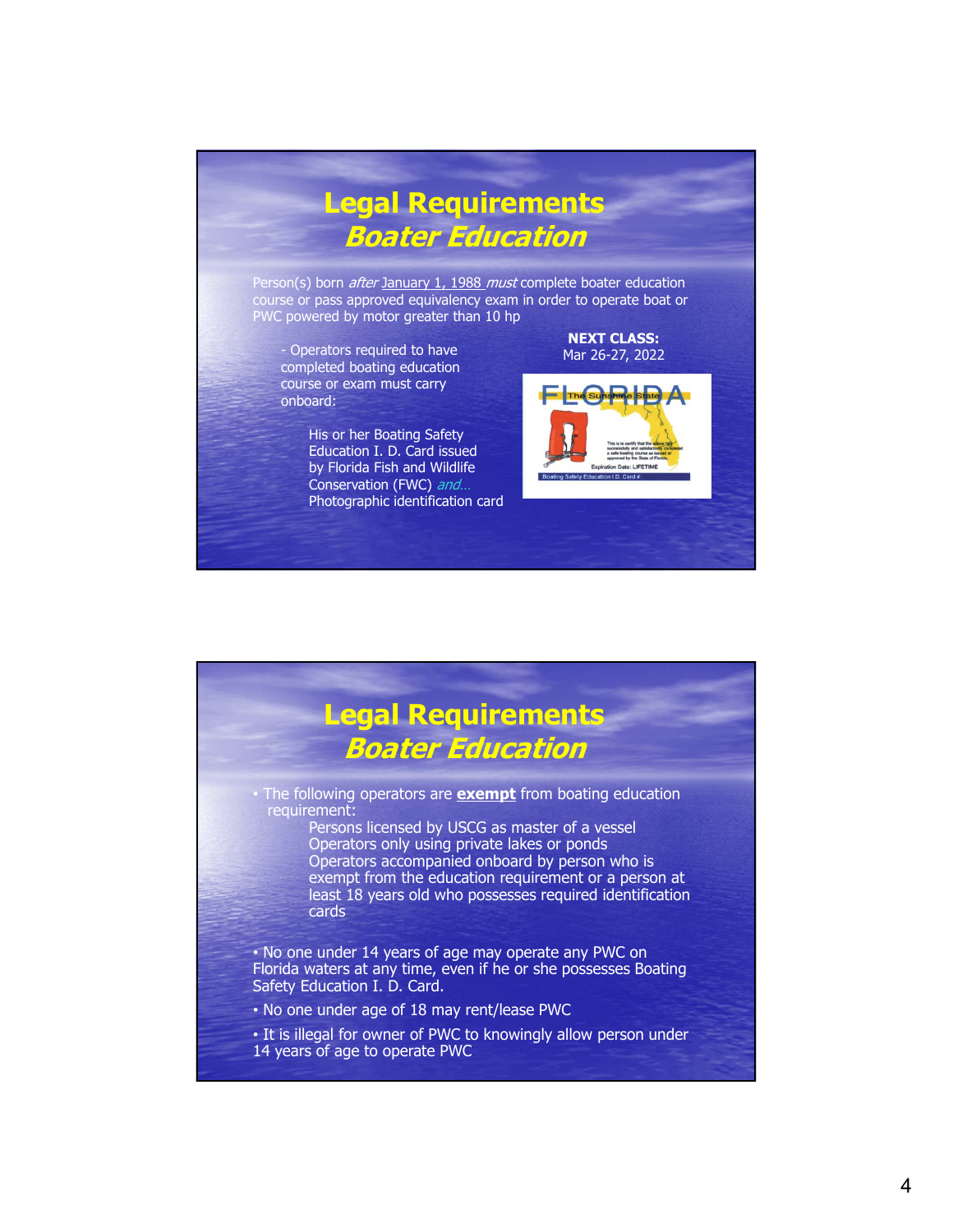## Legal Requirements
### *Boater Education*

Person(s) born *after* January 1, 1988 *must* complete boater education course or pass approved equivalency exam in order to operate boat or PWC powered by motor greater than 10 hp

- Operators required to have completed boating education course or exam must carry onboard:

  His or her Boating Safety Education I. D. Card issued by Florida Fish and Wildlife Conservation (FWC) *and…* Photographic identification card

**NEXT CLASS:**
Mar 26-27, 2022

## Legal Requirements
### *Boater Education*

- The following operators are **exempt** from boating education requirement:
  - Persons licensed by USCG as master of a vessel
  - Operators only using private lakes or ponds
  - Operators accompanied onboard by person who is exempt from the education requirement or a person at least 18 years old who possesses required identification cards
- No one under 14 years of age may operate any PWC on Florida waters at any time, even if he or she possesses Boating Safety Education I. D. Card.
- No one under age of 18 may rent/lease PWC
- It is illegal for owner of PWC to knowingly allow person under 14 years of age to operate PWC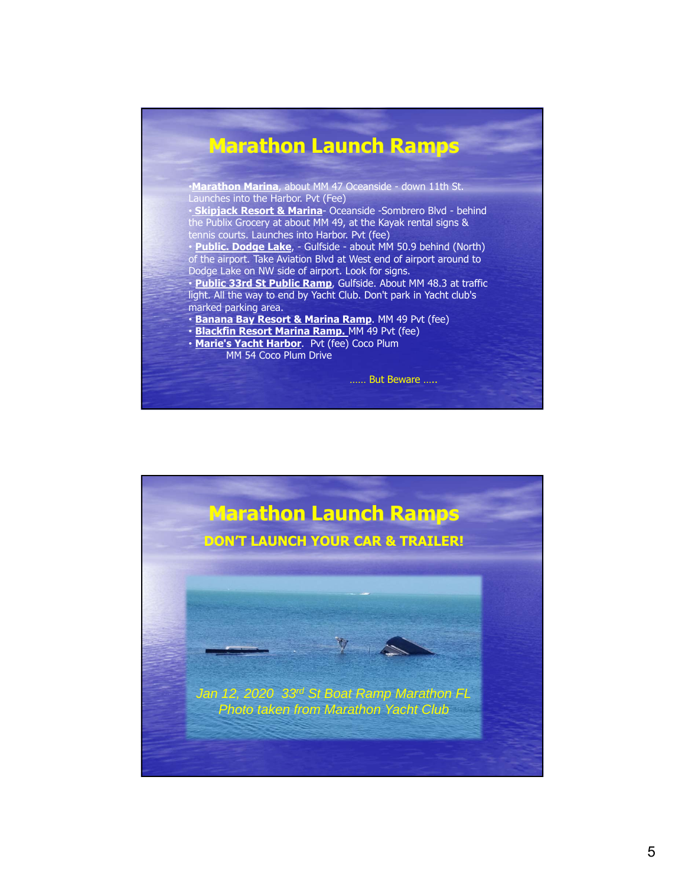# Marathon Launch Ramps

- **Marathon Marina**, about MM 47 Oceanside - down 11th St. Launches into the Harbor. Pvt (Fee)
- **Skipjack Resort & Marina**- Oceanside -Sombrero Blvd - behind the Publix Grocery at about MM 49, at the Kayak rental signs & tennis courts. Launches into Harbor. Pvt (fee)
- **Public. Dodge Lake**, - Gulfside - about MM 50.9 behind (North) of the airport. Take Aviation Blvd at West end of airport around to Dodge Lake on NW side of airport. Look for signs.
- **Public 33rd St Public Ramp**, Gulfside. About MM 48.3 at traffic light. All the way to end by Yacht Club. Don't park in Yacht club's marked parking area.
- **Banana Bay Resort & Marina Ramp**. MM 49 Pvt (fee)
- **Blackfin Resort Marina Ramp.** MM 49 Pvt (fee)
- **Marie's Yacht Harbor**. Pvt (fee) Coco Plum
  MM 54 Coco Plum Drive

…… But Beware …..

# Marathon Launch Ramps

## DON'T LAUNCH YOUR CAR & TRAILER!

*Jan 12, 2020 33rd St Boat Ramp Marathon FL*
*Photo taken from Marathon Yacht Club*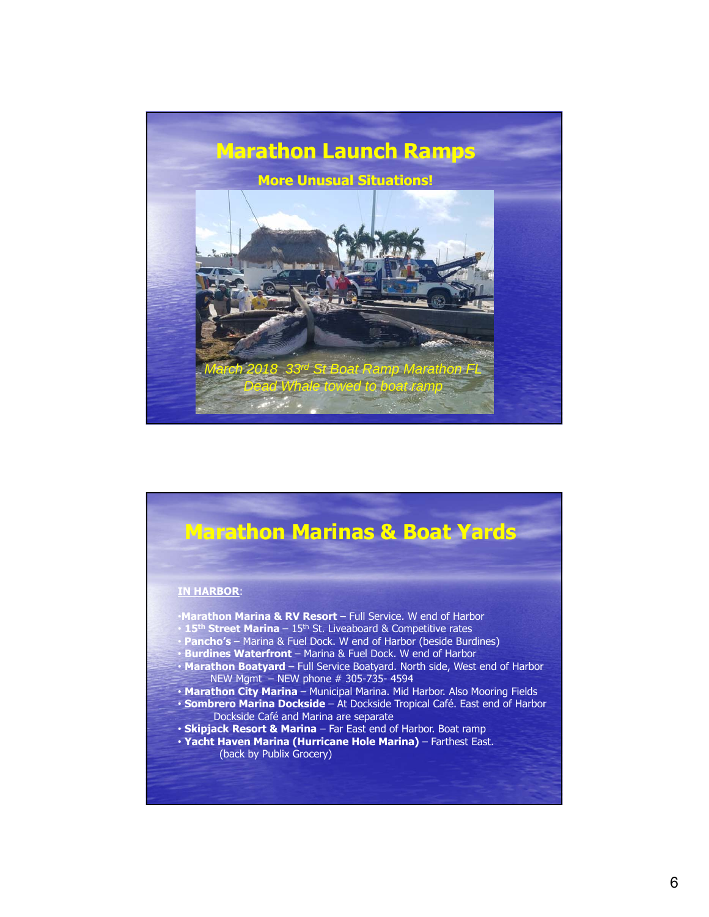# Marathon Launch Ramps

**More Unusual Situations!**

*March 2018 33rd St Boat Ramp Marathon FL*
*Dead Whale towed to boat ramp*

# Marathon Marinas & Boat Yards

**IN HARBOR**:

- **Marathon Marina & RV Resort** – Full Service. W end of Harbor
- **15th Street Marina** – 15th St. Liveaboard & Competitive rates
- **Pancho's** – Marina & Fuel Dock. W end of Harbor (beside Burdines)
- **Burdines Waterfront** – Marina & Fuel Dock. W end of Harbor
- **Marathon Boatyard** – Full Service Boatyard. North side, West end of Harbor
  NEW Mgmt – NEW phone # 305-735- 4594
- **Marathon City Marina** – Municipal Marina. Mid Harbor. Also Mooring Fields
- **Sombrero Marina Dockside** – At Dockside Tropical Café. East end of Harbor
  Dockside Café and Marina are separate
- **Skipjack Resort & Marina** – Far East end of Harbor. Boat ramp
- **Yacht Haven Marina (Hurricane Hole Marina)** – Farthest East.
  (back by Publix Grocery)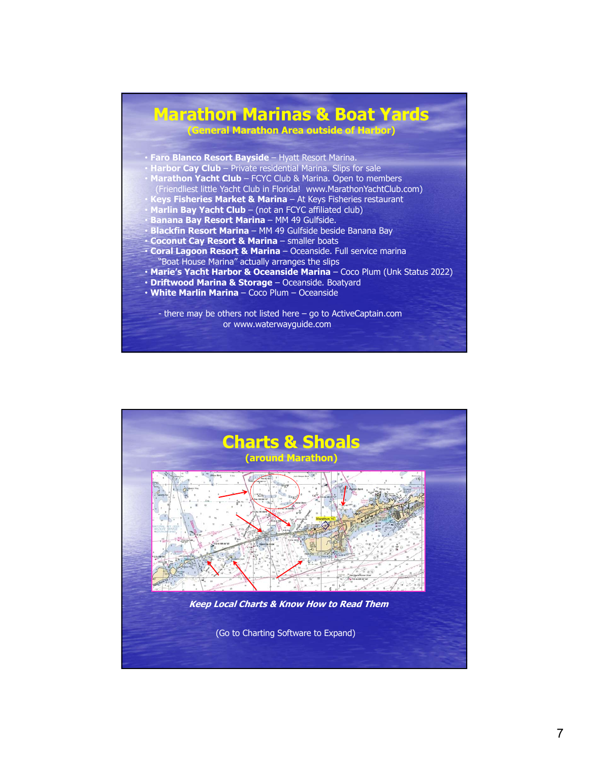# Marathon Marinas & Boat Yards

**(General Marathon Area outside of Harbor)**

- **Faro Blanco Resort Bayside** – Hyatt Resort Marina.
- **Harbor Cay Club** – Private residential Marina. Slips for sale
- **Marathon Yacht Club** – FCYC Club & Marina. Open to members (Friendliest little Yacht Club in Florida! www.MarathonYachtClub.com)
- **Keys Fisheries Market & Marina** – At Keys Fisheries restaurant
- **Marlin Bay Yacht Club** – (not an FCYC affiliated club)
- **Banana Bay Resort Marina** – MM 49 Gulfside.
- **Blackfin Resort Marina** – MM 49 Gulfside beside Banana Bay
- **Coconut Cay Resort & Marina** – smaller boats
- **Coral Lagoon Resort & Marina** – Oceanside. Full service marina "Boat House Marina" actually arranges the slips
- **Marie's Yacht Harbor & Oceanside Marina** – Coco Plum (Unk Status 2022)
- **Driftwood Marina & Storage** – Oceanside. Boatyard
- **White Marlin Marina** – Coco Plum – Oceanside

- there may be others not listed here – go to ActiveCaptain.com or www.waterwayguide.com

# Charts & Shoals

**(around Marathon)**

***Keep Local Charts & Know How to Read Them***

(Go to Charting Software to Expand)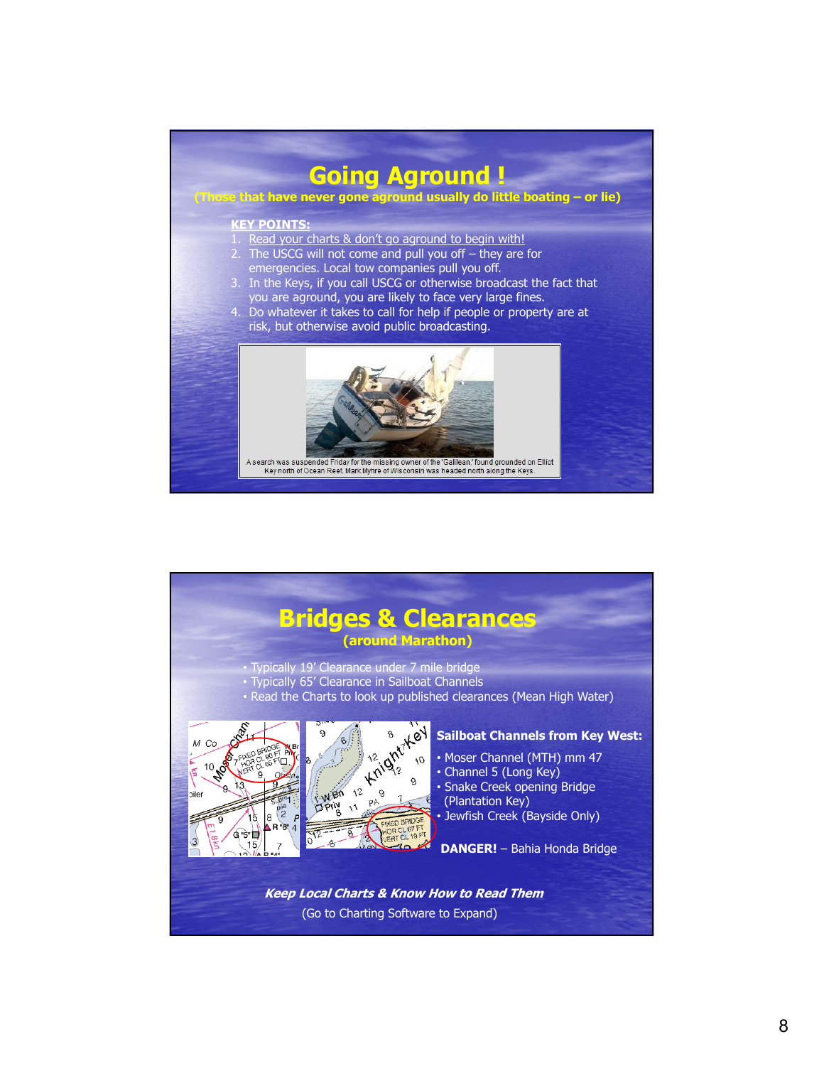# Going Aground !

**(Those that have never gone aground usually do little boating – or lie)**

**KEY POINTS:**

1. Read your charts & don't go aground to begin with!
2. The USCG will not come and pull you off – they are for emergencies. Local tow companies pull you off.
3. In the Keys, if you call USCG or otherwise broadcast the fact that you are aground, you are likely to face very large fines.
4. Do whatever it takes to call for help if people or property are at risk, but otherwise avoid public broadcasting.

A search was suspended Friday for the missing owner of the 'Galilean' found grounded on Elliot Key north of Ocean Reef. Mark Myhre of Wisconsin was headed north along the Keys.

# Bridges & Clearances

**(around Marathon)**

- Typically 19' Clearance under 7 mile bridge
- Typically 65' Clearance in Sailboat Channels
- Read the Charts to look up published clearances (Mean High Water)

**Sailboat Channels from Key West:**

- Moser Channel (MTH) mm 47
- Channel 5 (Long Key)
- Snake Creek opening Bridge (Plantation Key)
- Jewfish Creek (Bayside Only)

**DANGER!** – Bahia Honda Bridge

***Keep Local Charts & Know How to Read Them***

(Go to Charting Software to Expand)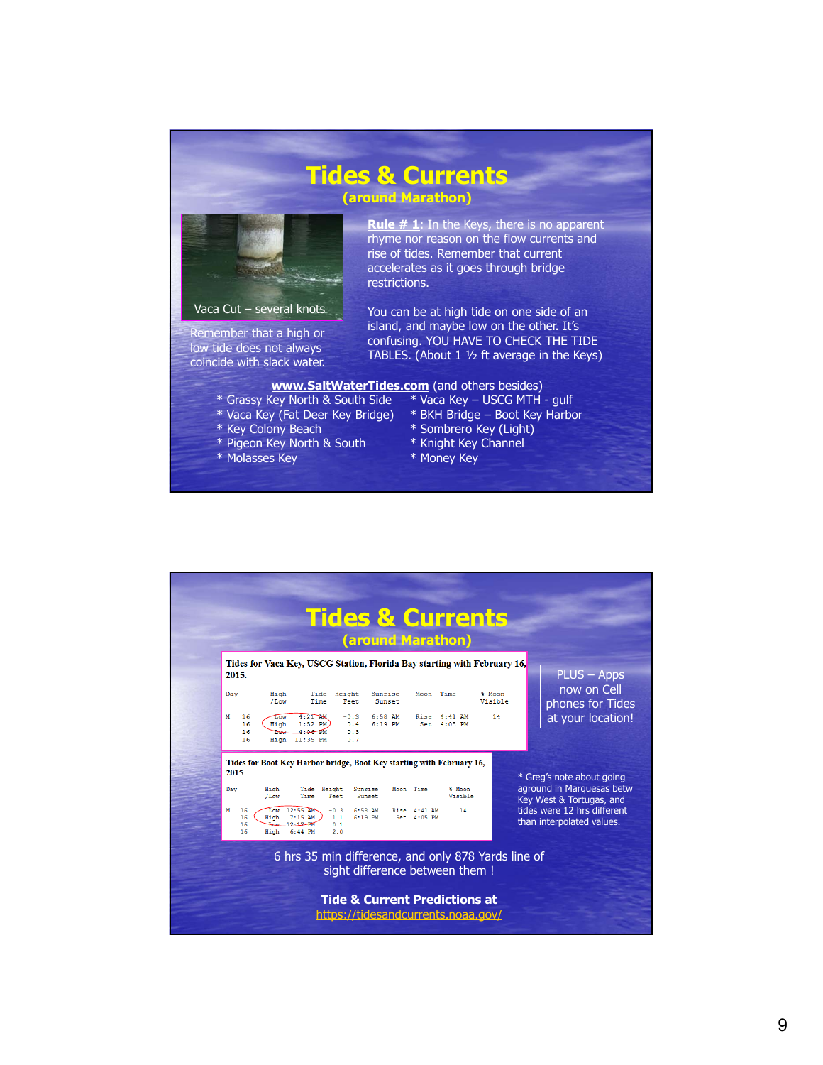# Tides & Currents

## (around Marathon)

Vaca Cut – several knots

Remember that a high or low tide does not always coincide with slack water.

**Rule # 1**: In the Keys, there is no apparent rhyme nor reason on the flow currents and rise of tides. Remember that current accelerates as it goes through bridge restrictions.

You can be at high tide on one side of an island, and maybe low on the other. It's confusing. YOU HAVE TO CHECK THE TIDE TABLES. (About 1 ½ ft average in the Keys)

**www.SaltWaterTides.com** (and others besides)

* Grassy Key North & South Side
* Vaca Key (Fat Deer Key Bridge)
* Key Colony Beach
* Pigeon Key North & South
* Molasses Key
* Vaca Key – USCG MTH - gulf
* BKH Bridge – Boot Key Harbor
* Sombrero Key (Light)
* Knight Key Channel
* Money Key

# Tides & Currents

## (around Marathon)

**Tides for Vaca Key, USCG Station, Florida Bay starting with February 16, 2015.**

| Day | High /Low | Tide Time | Height Feet | Sunrise Sunset | Moon | Time | % Moon Visible |
|---|---|---|---|---|---|---|---|
| M 16 | Low | 4:21 AM | -0.3 | 6:58 AM | Rise | 6:41 AM | 14 |
| 16 | High | 1:52 PM | 0.4 | 6:19 PM | Set | 6:05 PM | |
| 16 | Low | 4:06 PM | 0.3 | | | | |
| 16 | High | 11:35 PM | 0.7 | | | | |

**Tides for Boot Key Harbor bridge, Boot Key starting with February 16, 2015.**

| Day | High /Low | Tide Time | Height Feet | Sunrise Sunset | Moon | Time | % Moon Visible |
|---|---|---|---|---|---|---|---|
| M 16 | Low | 12:55 AM | -0.3 | 6:58 AM | Rise | 4:41 AM | 14 |
| 16 | High | 7:15 AM | 1.1 | 6:19 PM | Set | 4:05 PM | |
| 16 | Low | 12:17 PM | 0.1 | | | | |
| 16 | High | 6:44 PM | 2.0 | | | | |

PLUS – Apps now on Cell phones for Tides at your location!

* Greg's note about going aground in Marquesas betw Key West & Tortugas, and tides were 12 hrs different than interpolated values.

6 hrs 35 min difference, and only 878 Yards line of sight difference between them !

**Tide & Current Predictions at**
https://tidesandcurrents.noaa.gov/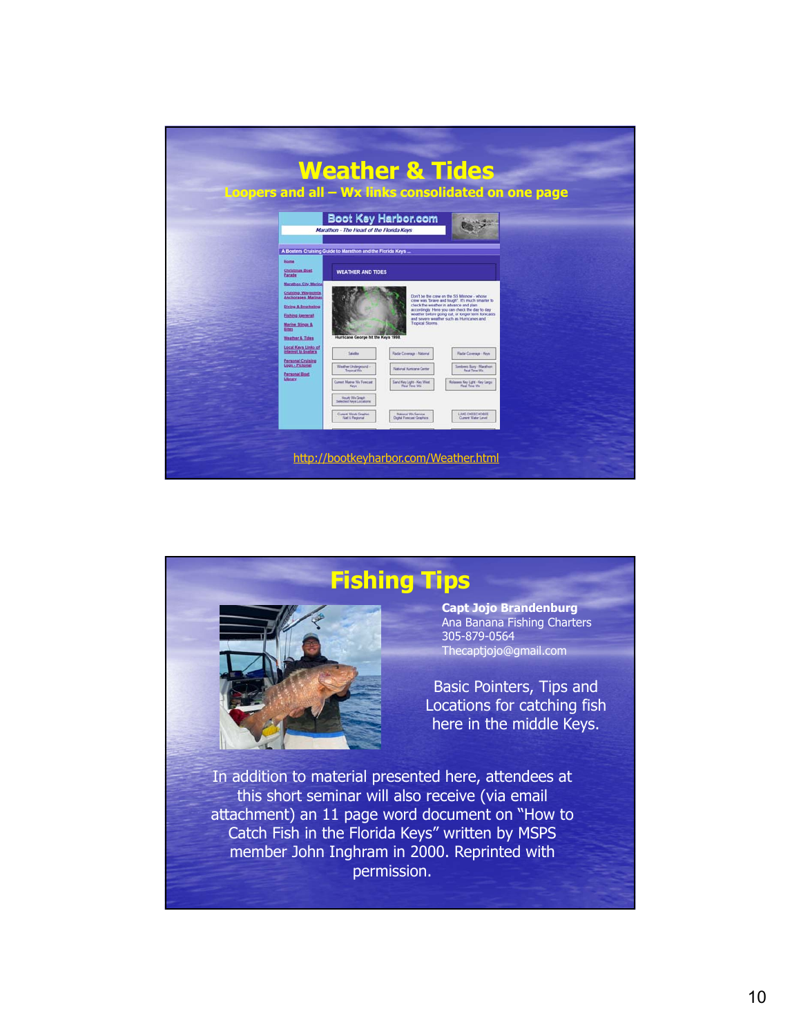# Weather & Tides

**Loopers and all – Wx links consolidated on one page**

http://bootkeyharbor.com/Weather.html

# Fishing Tips

**Capt Jojo Brandenburg**
Ana Banana Fishing Charters
305-879-0564
Thecaptjojo@gmail.com

Basic Pointers, Tips and Locations for catching fish here in the middle Keys.

In addition to material presented here, attendees at this short seminar will also receive (via email attachment) an 11 page word document on "How to Catch Fish in the Florida Keys" written by MSPS member John Inghram in 2000. Reprinted with permission.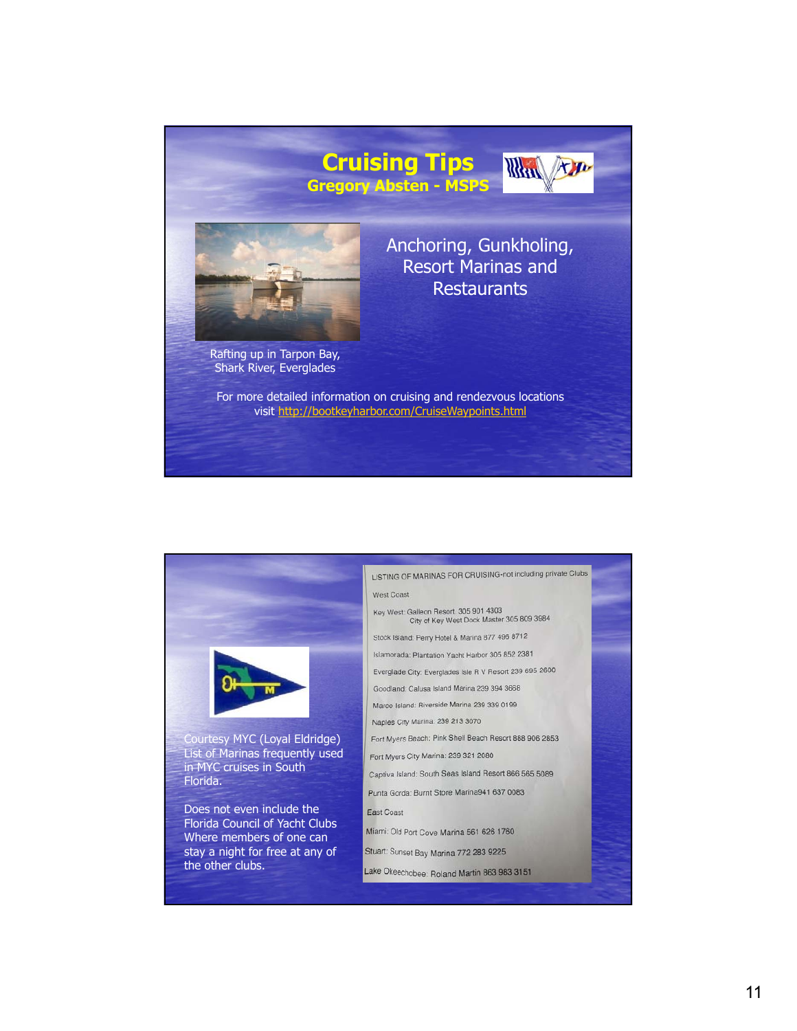# Cruising Tips

## Gregory Absten - MSPS

Anchoring, Gunkholing, Resort Marinas and Restaurants

Rafting up in Tarpon Bay, Shark River, Everglades

For more detailed information on cruising and rendezvous locations visit http://bootkeyharbor.com/CruiseWaypoints.html

---

Courtesy MYC (Loyal Eldridge) List of Marinas frequently used in MYC cruises in South Florida.

Does not even include the Florida Council of Yacht Clubs Where members of one can stay a night for free at any of the other clubs.

LISTING OF MARINAS FOR CRUISING-not including private Clubs

West Coast

Key West: Galleon Resort 305 901 4303
City of Key West Dock Master 305 809 3984

Stock Island: Ferry Hotel & Marina 877 496 8712

Islamorada: Plantation Yacht Harbor 305 852 2381

Everglade City: Everglades Isle R V Resort 239 695 2600

Goodland: Calusa Island Marina 239 394 3668

Marco Island: Riverside Marina 239 339 0199

Naples City Marina: 239 213 3070

Fort Myers Beach: Pink Shell Beach Resort 888 906 2853

Fort Myers City Marina: 239 321 2080

Captiva Island: South Seas Island Resort 866 565 5089

Punta Gorda: Burnt Store Marina941 637 0083

East Coast

Miami: Old Port Cove Marina 561 626 1760

Stuart: Sunset Bay Marina 772 283 9225

Lake Okeechobee: Roland Martin 863 983 3151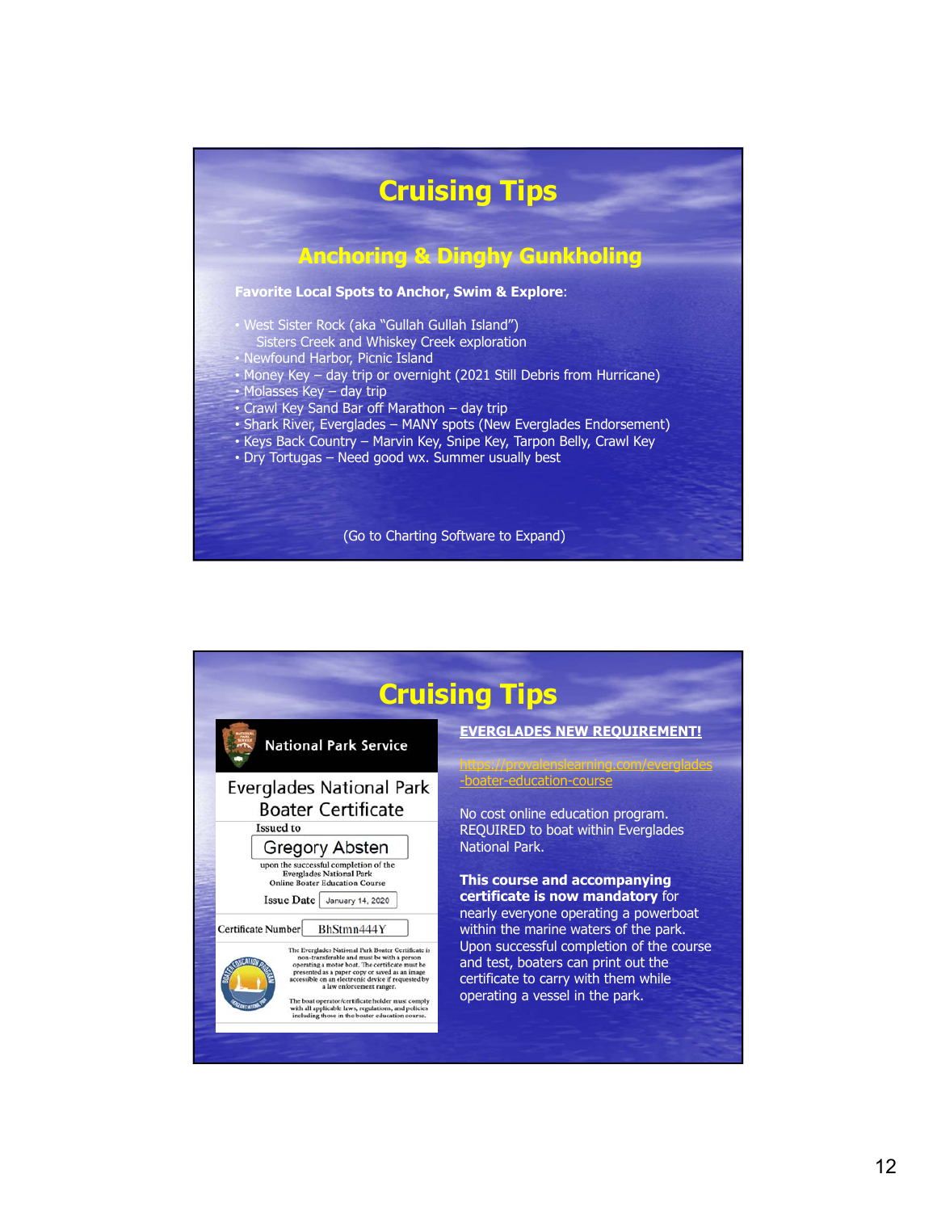# Cruising Tips

## Anchoring & Dinghy Gunkholing

**Favorite Local Spots to Anchor, Swim & Explore**:

- West Sister Rock (aka "Gullah Gullah Island")
  Sisters Creek and Whiskey Creek exploration
- Newfound Harbor, Picnic Island
- Money Key – day trip or overnight (2021 Still Debris from Hurricane)
- Molasses Key – day trip
- Crawl Key Sand Bar off Marathon – day trip
- Shark River, Everglades – MANY spots (New Everglades Endorsement)
- Keys Back Country – Marvin Key, Snipe Key, Tarpon Belly, Crawl Key
- Dry Tortugas – Need good wx. Summer usually best

(Go to Charting Software to Expand)

# Cruising Tips

National Park Service

Everglades National Park
Boater Certificate

Issued to
Gregory Absten
upon the successful completion of the Everglades National Park Online Boater Education Course

Issue Date January 14, 2020

Certificate Number BhStmn444Y

The Everglades National Park Boater Certificate is non-transferable and must be with a person operating a motor boat. The certificate must be presented as a paper copy or saved as an image accessible on an electronic device if requested by a law enforcement ranger.

The boat operator/certificate holder must comply with all applicable laws, regulations, and policies including those in the boater education course.

**EVERGLADES NEW REQUIREMENT!**

https://provalenslearning.com/everglades-boater-education-course

No cost online education program. REQUIRED to boat within Everglades National Park.

**This course and accompanying certificate is now mandatory** for nearly everyone operating a powerboat within the marine waters of the park. Upon successful completion of the course and test, boaters can print out the certificate to carry with them while operating a vessel in the park.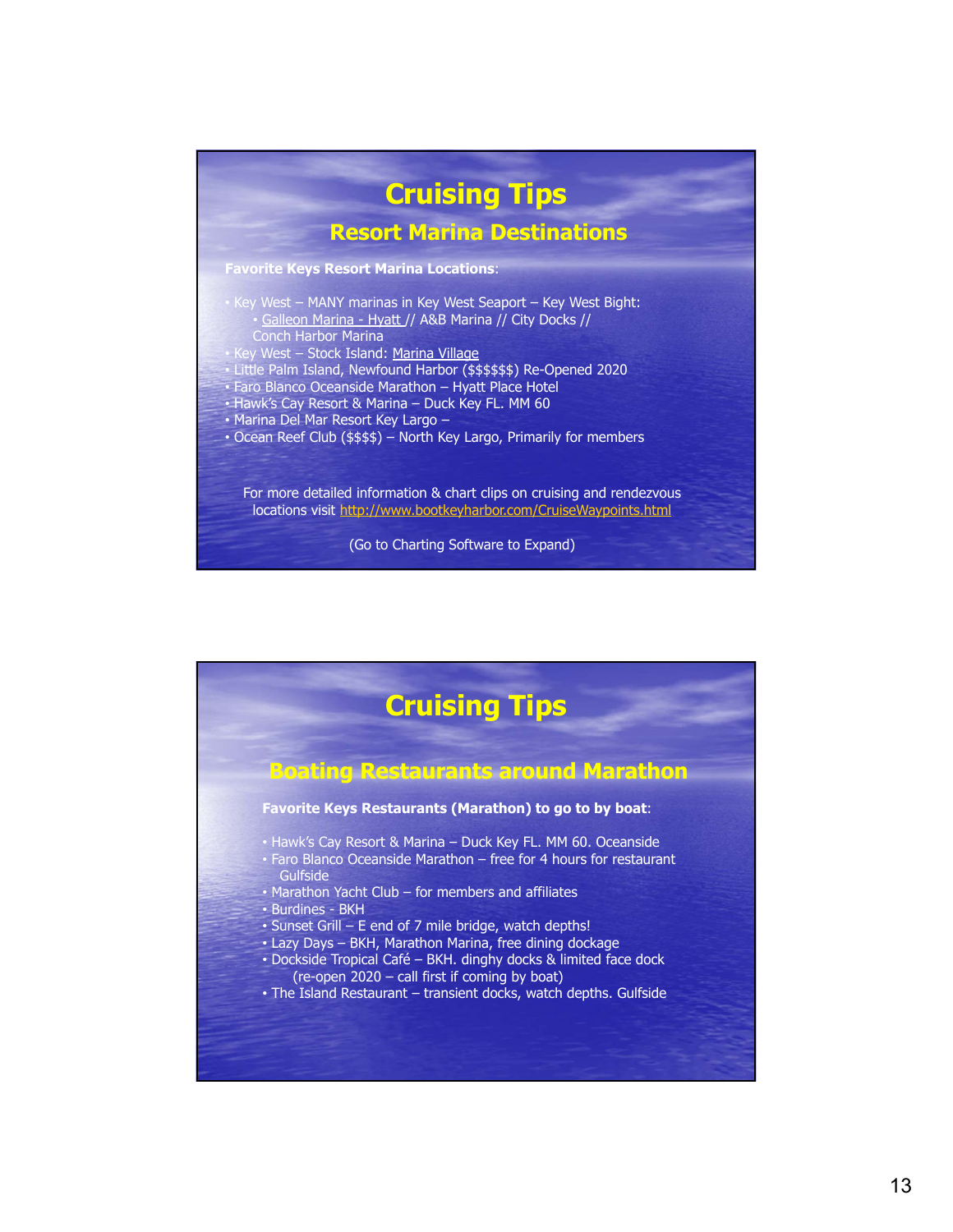# Cruising Tips

## Resort Marina Destinations

**Favorite Keys Resort Marina Locations**:

- Key West – MANY marinas in Key West Seaport – Key West Bight:
  - Galleon Marina - Hyatt // A&B Marina // City Docks // Conch Harbor Marina
- Key West – Stock Island: Marina Village
- Little Palm Island, Newfound Harbor ($$$$$$) Re-Opened 2020
- Faro Blanco Oceanside Marathon – Hyatt Place Hotel
- Hawk's Cay Resort & Marina – Duck Key FL. MM 60
- Marina Del Mar Resort Key Largo –
- Ocean Reef Club ($$$$) – North Key Largo, Primarily for members

For more detailed information & chart clips on cruising and rendezvous locations visit http://www.bootkeyharbor.com/CruiseWaypoints.html

(Go to Charting Software to Expand)

# Cruising Tips

## Boating Restaurants around Marathon

**Favorite Keys Restaurants (Marathon) to go to by boat**:

- Hawk's Cay Resort & Marina – Duck Key FL. MM 60. Oceanside
- Faro Blanco Oceanside Marathon – free for 4 hours for restaurant Gulfside
- Marathon Yacht Club – for members and affiliates
- Burdines - BKH
- Sunset Grill – E end of 7 mile bridge, watch depths!
- Lazy Days – BKH, Marathon Marina, free dining dockage
- Dockside Tropical Café – BKH. dinghy docks & limited face dock (re-open 2020 – call first if coming by boat)
- The Island Restaurant – transient docks, watch depths. Gulfside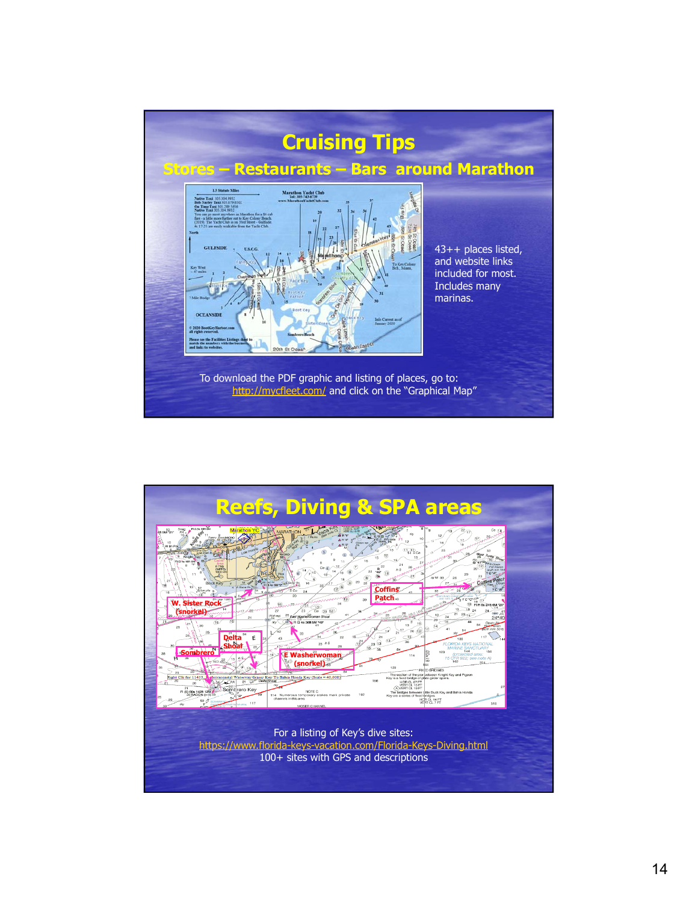# Cruising Tips

## Stores – Restaurants – Bars around Marathon

43++ places listed, and website links included for most. Includes many marinas.

To download the PDF graphic and listing of places, go to: http://mycfleet.com/ and click on the "Graphical Map"

# Reefs, Diving & SPA areas

For a listing of Key's dive sites:
https://www.florida-keys-vacation.com/Florida-Keys-Diving.html
100+ sites with GPS and descriptions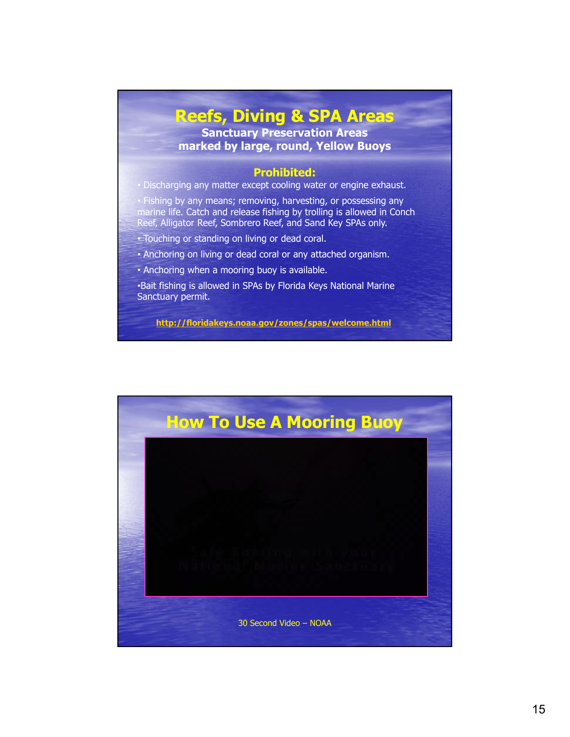# Reefs, Diving & SPA Areas

**Sanctuary Preservation Areas**
**marked by large, round, Yellow Buoys**

**Prohibited:**

- Discharging any matter except cooling water or engine exhaust.
- Fishing by any means; removing, harvesting, or possessing any marine life. Catch and release fishing by trolling is allowed in Conch Reef, Alligator Reef, Sombrero Reef, and Sand Key SPAs only.
- Touching or standing on living or dead coral.
- Anchoring on living or dead coral or any attached organism.
- Anchoring when a mooring buoy is available.
- Bait fishing is allowed in SPAs by Florida Keys National Marine Sanctuary permit.

http://floridakeys.noaa.gov/zones/spas/welcome.html

# How To Use A Mooring Buoy

Safe Boating with your National Marine Sanctuary

30 Second Video – NOAA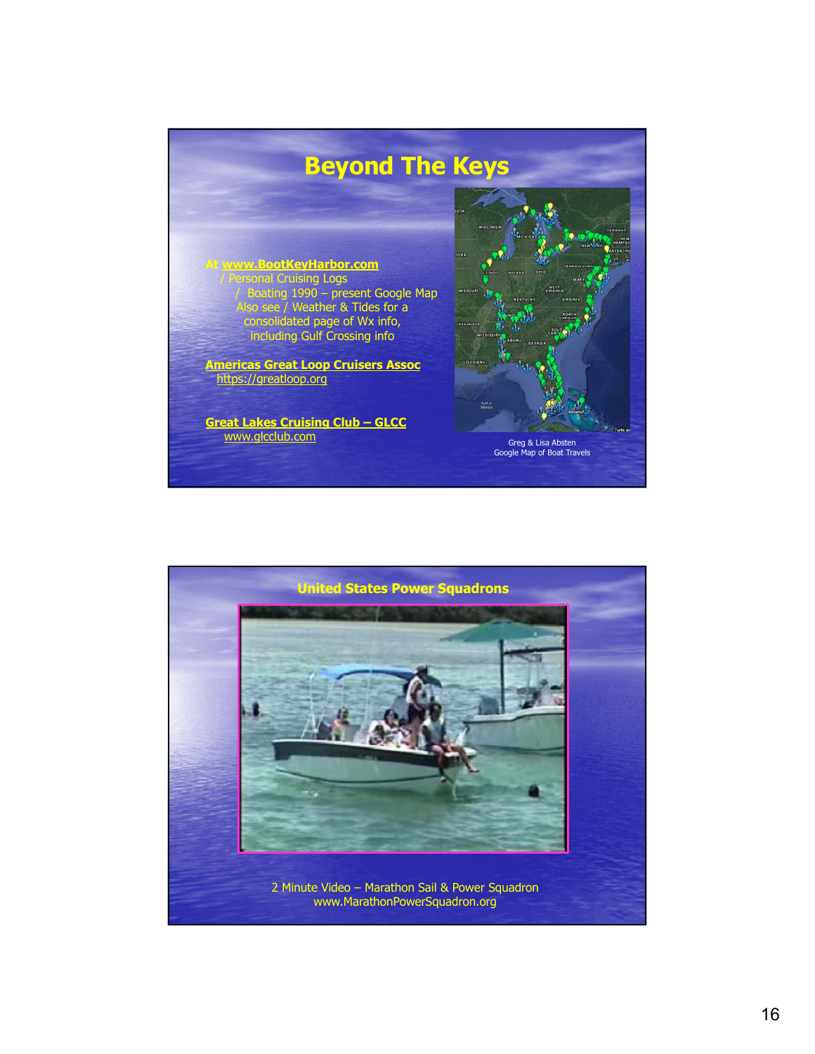# Beyond The Keys

At **www.BootKeyHarbor.com**
/ Personal Cruising Logs
/ Boating 1990 – present Google Map
Also see / Weather & Tides for a consolidated page of Wx info, including Gulf Crossing info

**Americas Great Loop Cruisers Assoc**
https://greatloop.org

**Great Lakes Cruising Club – GLCC**
www.glcclub.com

Greg & Lisa Absten
Google Map of Boat Travels

## United States Power Squadrons

2 Minute Video – Marathon Sail & Power Squadron
www.MarathonPowerSquadron.org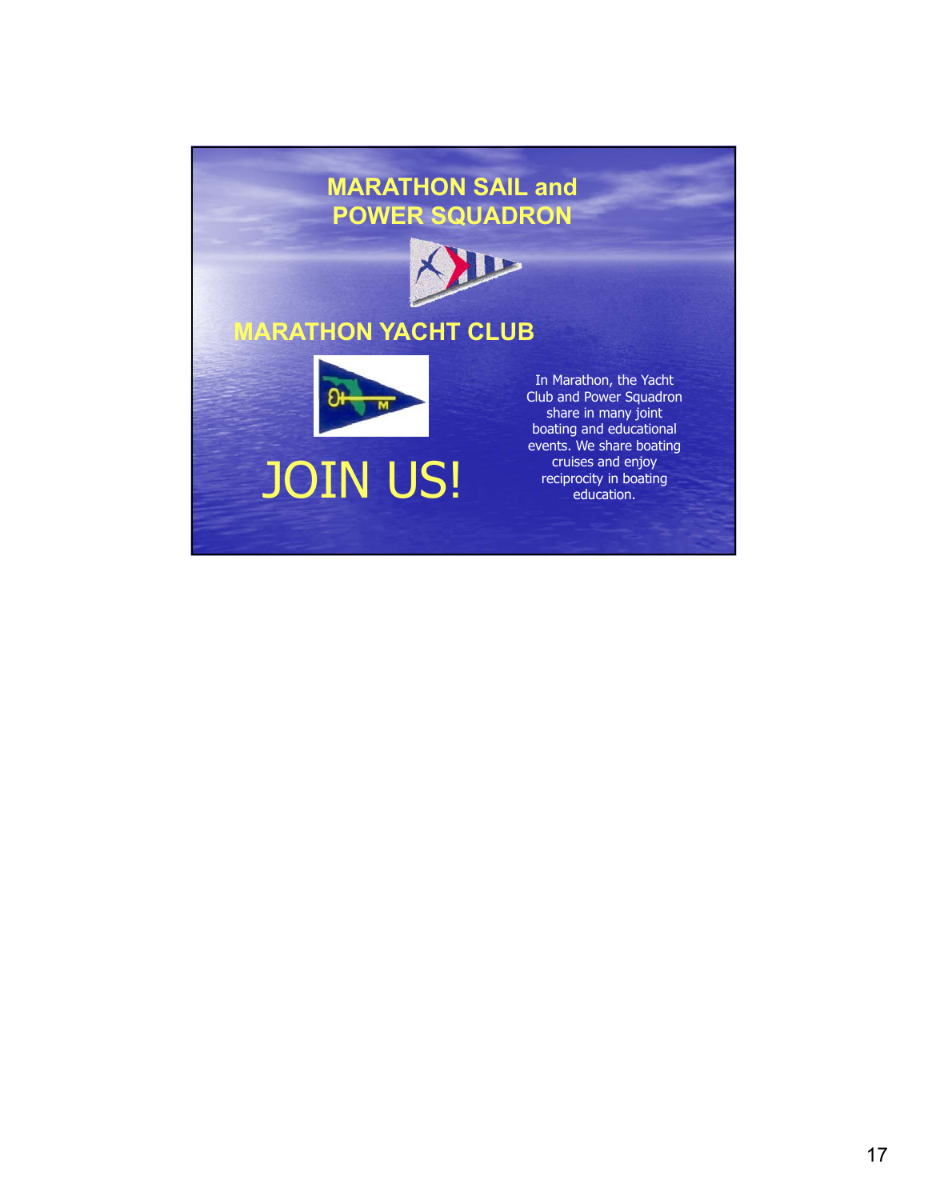# MARATHON SAIL and POWER SQUADRON

## MARATHON YACHT CLUB

# JOIN US!

In Marathon, the Yacht Club and Power Squadron share in many joint boating and educational events. We share boating cruises and enjoy reciprocity in boating education.